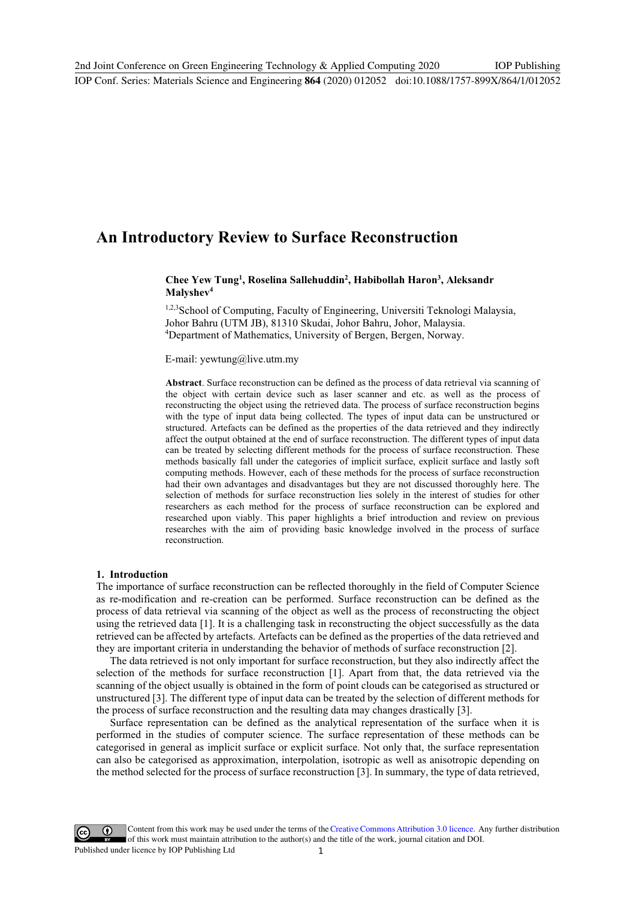# An Introductory Review to Surface Reconstruction

**Chee Yew Tung[1], Roselina Sallehuddin[2], Habibollah Haron[3], Aleksandr Malyshev[4]**

[1,2,3]School of Computing, Faculty of Engineering, Universiti Teknologi Malaysia, Johor Bahru (UTM JB), 81310 Skudai, Johor Bahru, Johor, Malaysia.
[4]Department of Mathematics, University of Bergen, Bergen, Norway.

E-mail: yewtung@live.utm.my

**Abstract**. Surface reconstruction can be defined as the process of data retrieval via scanning of the object with certain device such as laser scanner and etc. as well as the process of reconstructing the object using the retrieved data. The process of surface reconstruction begins with the type of input data being collected. The types of input data can be unstructured or structured. Artefacts can be defined as the properties of the data retrieved and they indirectly affect the output obtained at the end of surface reconstruction. The different types of input data can be treated by selecting different methods for the process of surface reconstruction. These methods basically fall under the categories of implicit surface, explicit surface and lastly soft computing methods. However, each of these methods for the process of surface reconstruction had their own advantages and disadvantages but they are not discussed thoroughly here. The selection of methods for surface reconstruction lies solely in the interest of studies for other researchers as each method for the process of surface reconstruction can be explored and researched upon viably. This paper highlights a brief introduction and review on previous researches with the aim of providing basic knowledge involved in the process of surface reconstruction.

## 1. Introduction

The importance of surface reconstruction can be reflected thoroughly in the field of Computer Science as re-modification and re-creation can be performed. Surface reconstruction can be defined as the process of data retrieval via scanning of the object as well as the process of reconstructing the object using the retrieved data [1]. It is a challenging task in reconstructing the object successfully as the data retrieved can be affected by artefacts. Artefacts can be defined as the properties of the data retrieved and they are important criteria in understanding the behavior of methods of surface reconstruction [2].

The data retrieved is not only important for surface reconstruction, but they also indirectly affect the selection of the methods for surface reconstruction [1]. Apart from that, the data retrieved via the scanning of the object usually is obtained in the form of point clouds can be categorised as structured or unstructured [3]. The different type of input data can be treated by the selection of different methods for the process of surface reconstruction and the resulting data may changes drastically [3].

Surface representation can be defined as the analytical representation of the surface when it is performed in the studies of computer science. The surface representation of these methods can be categorised in general as implicit surface or explicit surface. Not only that, the surface representation can also be categorised as approximation, interpolation, isotropic as well as anisotropic depending on the method selected for the process of surface reconstruction [3]. In summary, the type of data retrieved,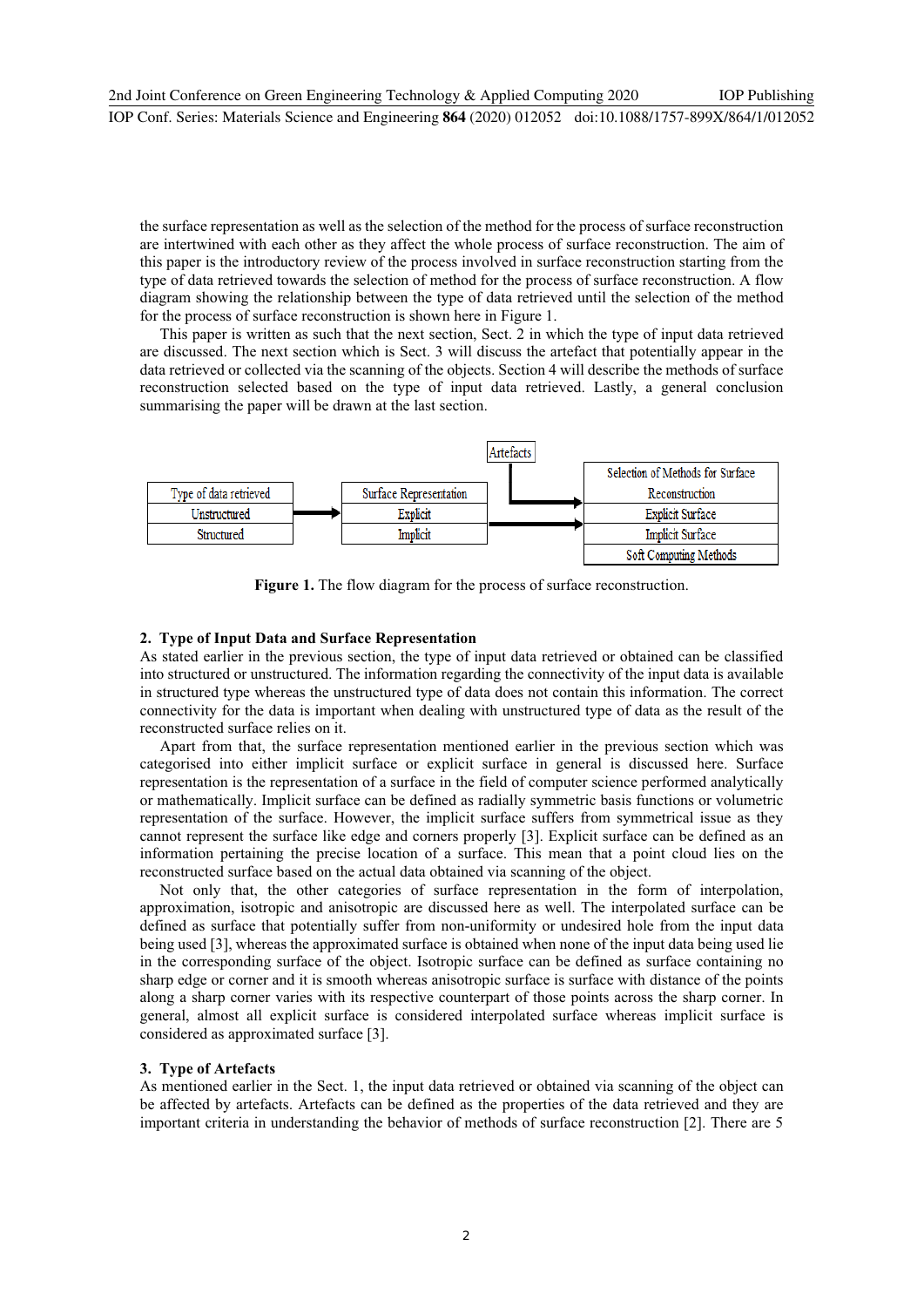the surface representation as well as the selection of the method for the process of surface reconstruction are intertwined with each other as they affect the whole process of surface reconstruction. The aim of this paper is the introductory review of the process involved in surface reconstruction starting from the type of data retrieved towards the selection of method for the process of surface reconstruction. A flow diagram showing the relationship between the type of data retrieved until the selection of the method for the process of surface reconstruction is shown here in Figure 1.

This paper is written as such that the next section, Sect. 2 in which the type of input data retrieved are discussed. The next section which is Sect. 3 will discuss the artefact that potentially appear in the data retrieved or collected via the scanning of the objects. Section 4 will describe the methods of surface reconstruction selected based on the type of input data retrieved. Lastly, a general conclusion summarising the paper will be drawn at the last section.

| Type of data retrieved |
| --- |
| Unstructured |
| Structured |

| Surface Representation |
| --- |
| Explicit |
| Implicit |

Artefacts

| Selection of Methods for Surface Reconstruction |
| --- |
| Explicit Surface |
| Implicit Surface |
| Soft Computing Methods |

**Figure 1.** The flow diagram for the process of surface reconstruction.

## 2. Type of Input Data and Surface Representation

As stated earlier in the previous section, the type of input data retrieved or obtained can be classified into structured or unstructured. The information regarding the connectivity of the input data is available in structured type whereas the unstructured type of data does not contain this information. The correct connectivity for the data is important when dealing with unstructured type of data as the result of the reconstructed surface relies on it.

Apart from that, the surface representation mentioned earlier in the previous section which was categorised into either implicit surface or explicit surface in general is discussed here. Surface representation is the representation of a surface in the field of computer science performed analytically or mathematically. Implicit surface can be defined as radially symmetric basis functions or volumetric representation of the surface. However, the implicit surface suffers from symmetrical issue as they cannot represent the surface like edge and corners properly [3]. Explicit surface can be defined as an information pertaining the precise location of a surface. This mean that a point cloud lies on the reconstructed surface based on the actual data obtained via scanning of the object.

Not only that, the other categories of surface representation in the form of interpolation, approximation, isotropic and anisotropic are discussed here as well. The interpolated surface can be defined as surface that potentially suffer from non-uniformity or undesired hole from the input data being used [3], whereas the approximated surface is obtained when none of the input data being used lie in the corresponding surface of the object. Isotropic surface can be defined as surface containing no sharp edge or corner and it is smooth whereas anisotropic surface is surface with distance of the points along a sharp corner varies with its respective counterpart of those points across the sharp corner. In general, almost all explicit surface is considered interpolated surface whereas implicit surface is considered as approximated surface [3].

## 3. Type of Artefacts

As mentioned earlier in the Sect. 1, the input data retrieved or obtained via scanning of the object can be affected by artefacts. Artefacts can be defined as the properties of the data retrieved and they are important criteria in understanding the behavior of methods of surface reconstruction [2]. There are 5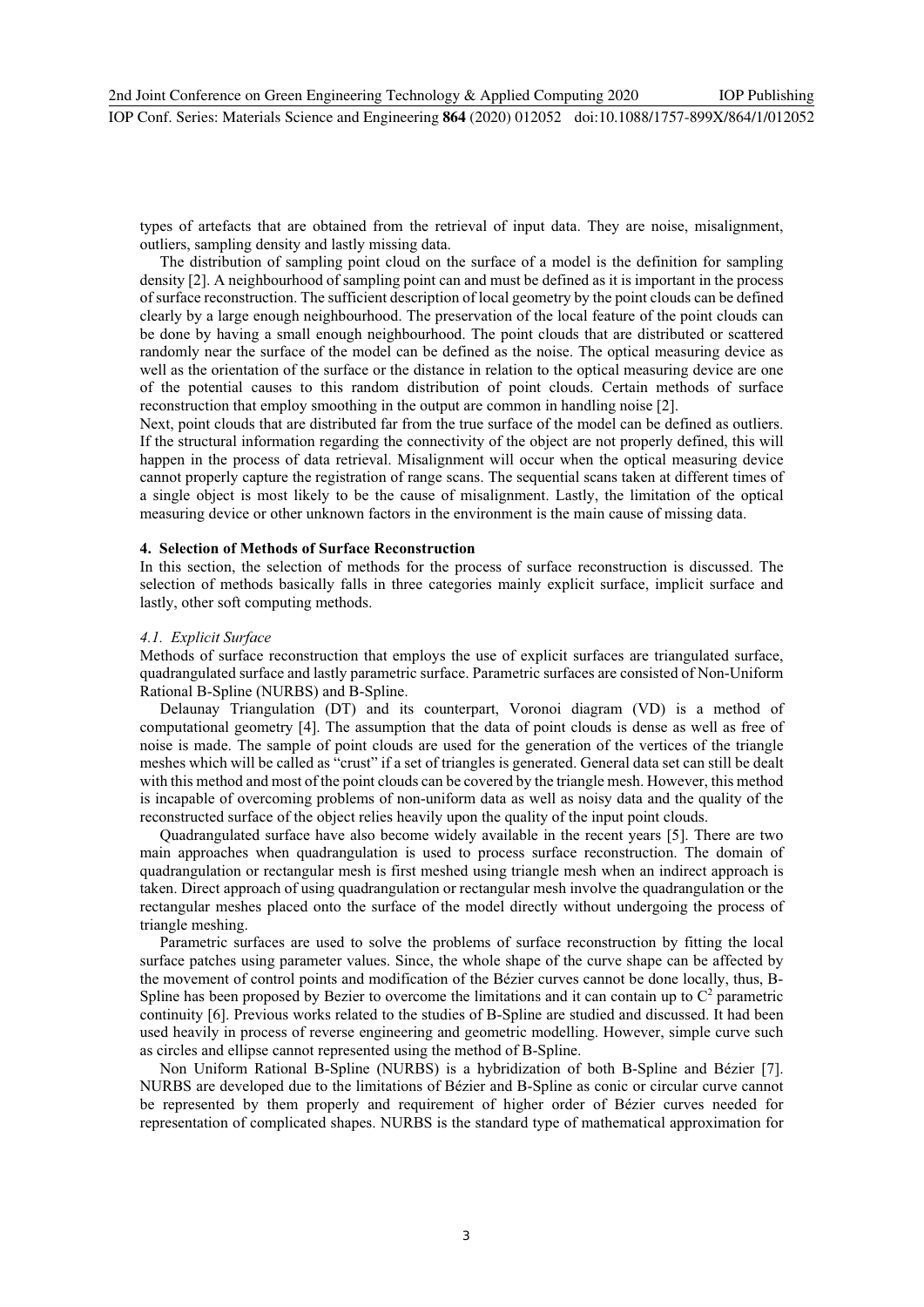types of artefacts that are obtained from the retrieval of input data. They are noise, misalignment, outliers, sampling density and lastly missing data.

The distribution of sampling point cloud on the surface of a model is the definition for sampling density [2]. A neighbourhood of sampling point can and must be defined as it is important in the process of surface reconstruction. The sufficient description of local geometry by the point clouds can be defined clearly by a large enough neighbourhood. The preservation of the local feature of the point clouds can be done by having a small enough neighbourhood. The point clouds that are distributed or scattered randomly near the surface of the model can be defined as the noise. The optical measuring device as well as the orientation of the surface or the distance in relation to the optical measuring device are one of the potential causes to this random distribution of point clouds. Certain methods of surface reconstruction that employ smoothing in the output are common in handling noise [2].

Next, point clouds that are distributed far from the true surface of the model can be defined as outliers. If the structural information regarding the connectivity of the object are not properly defined, this will happen in the process of data retrieval. Misalignment will occur when the optical measuring device cannot properly capture the registration of range scans. The sequential scans taken at different times of a single object is most likely to be the cause of misalignment. Lastly, the limitation of the optical measuring device or other unknown factors in the environment is the main cause of missing data.

## 4. Selection of Methods of Surface Reconstruction

In this section, the selection of methods for the process of surface reconstruction is discussed. The selection of methods basically falls in three categories mainly explicit surface, implicit surface and lastly, other soft computing methods.

### *4.1. Explicit Surface*

Methods of surface reconstruction that employs the use of explicit surfaces are triangulated surface, quadrangulated surface and lastly parametric surface. Parametric surfaces are consisted of Non-Uniform Rational B-Spline (NURBS) and B-Spline.

Delaunay Triangulation (DT) and its counterpart, Voronoi diagram (VD) is a method of computational geometry [4]. The assumption that the data of point clouds is dense as well as free of noise is made. The sample of point clouds are used for the generation of the vertices of the triangle meshes which will be called as "crust" if a set of triangles is generated. General data set can still be dealt with this method and most of the point clouds can be covered by the triangle mesh. However, this method is incapable of overcoming problems of non-uniform data as well as noisy data and the quality of the reconstructed surface of the object relies heavily upon the quality of the input point clouds.

Quadrangulated surface have also become widely available in the recent years [5]. There are two main approaches when quadrangulation is used to process surface reconstruction. The domain of quadrangulation or rectangular mesh is first meshed using triangle mesh when an indirect approach is taken. Direct approach of using quadrangulation or rectangular mesh involve the quadrangulation or the rectangular meshes placed onto the surface of the model directly without undergoing the process of triangle meshing.

Parametric surfaces are used to solve the problems of surface reconstruction by fitting the local surface patches using parameter values. Since, the whole shape of the curve shape can be affected by the movement of control points and modification of the Bézier curves cannot be done locally, thus, B-Spline has been proposed by Bezier to overcome the limitations and it can contain up to $C^2$ parametric continuity [6]. Previous works related to the studies of B-Spline are studied and discussed. It had been used heavily in process of reverse engineering and geometric modelling. However, simple curve such as circles and ellipse cannot represented using the method of B-Spline.

Non Uniform Rational B-Spline (NURBS) is a hybridization of both B-Spline and Bézier [7]. NURBS are developed due to the limitations of Bézier and B-Spline as conic or circular curve cannot be represented by them properly and requirement of higher order of Bézier curves needed for representation of complicated shapes. NURBS is the standard type of mathematical approximation for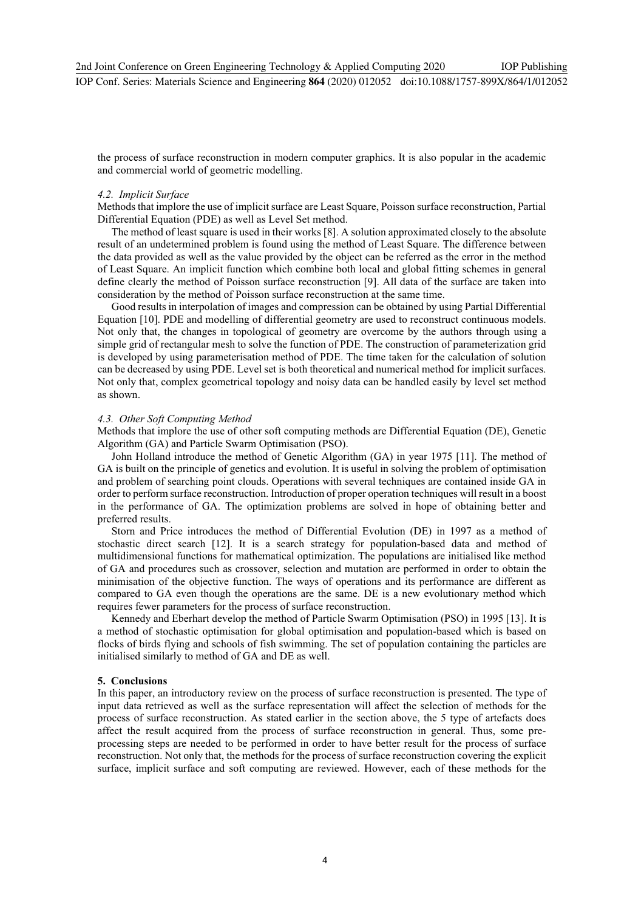the process of surface reconstruction in modern computer graphics. It is also popular in the academic and commercial world of geometric modelling.

### *4.2. Implicit Surface*

Methods that implore the use of implicit surface are Least Square, Poisson surface reconstruction, Partial Differential Equation (PDE) as well as Level Set method.

The method of least square is used in their works [8]. A solution approximated closely to the absolute result of an undetermined problem is found using the method of Least Square. The difference between the data provided as well as the value provided by the object can be referred as the error in the method of Least Square. An implicit function which combine both local and global fitting schemes in general define clearly the method of Poisson surface reconstruction [9]. All data of the surface are taken into consideration by the method of Poisson surface reconstruction at the same time.

Good results in interpolation of images and compression can be obtained by using Partial Differential Equation [10]. PDE and modelling of differential geometry are used to reconstruct continuous models. Not only that, the changes in topological of geometry are overcome by the authors through using a simple grid of rectangular mesh to solve the function of PDE. The construction of parameterization grid is developed by using parameterisation method of PDE. The time taken for the calculation of solution can be decreased by using PDE. Level set is both theoretical and numerical method for implicit surfaces. Not only that, complex geometrical topology and noisy data can be handled easily by level set method as shown.

### *4.3. Other Soft Computing Method*

Methods that implore the use of other soft computing methods are Differential Equation (DE), Genetic Algorithm (GA) and Particle Swarm Optimisation (PSO).

John Holland introduce the method of Genetic Algorithm (GA) in year 1975 [11]. The method of GA is built on the principle of genetics and evolution. It is useful in solving the problem of optimisation and problem of searching point clouds. Operations with several techniques are contained inside GA in order to perform surface reconstruction. Introduction of proper operation techniques will result in a boost in the performance of GA. The optimization problems are solved in hope of obtaining better and preferred results.

Storn and Price introduces the method of Differential Evolution (DE) in 1997 as a method of stochastic direct search [12]. It is a search strategy for population-based data and method of multidimensional functions for mathematical optimization. The populations are initialised like method of GA and procedures such as crossover, selection and mutation are performed in order to obtain the minimisation of the objective function. The ways of operations and its performance are different as compared to GA even though the operations are the same. DE is a new evolutionary method which requires fewer parameters for the process of surface reconstruction.

Kennedy and Eberhart develop the method of Particle Swarm Optimisation (PSO) in 1995 [13]. It is a method of stochastic optimisation for global optimisation and population-based which is based on flocks of birds flying and schools of fish swimming. The set of population containing the particles are initialised similarly to method of GA and DE as well.

## 5. Conclusions

In this paper, an introductory review on the process of surface reconstruction is presented. The type of input data retrieved as well as the surface representation will affect the selection of methods for the process of surface reconstruction. As stated earlier in the section above, the 5 type of artefacts does affect the result acquired from the process of surface reconstruction in general. Thus, some pre-processing steps are needed to be performed in order to have better result for the process of surface reconstruction. Not only that, the methods for the process of surface reconstruction covering the explicit surface, implicit surface and soft computing are reviewed. However, each of these methods for the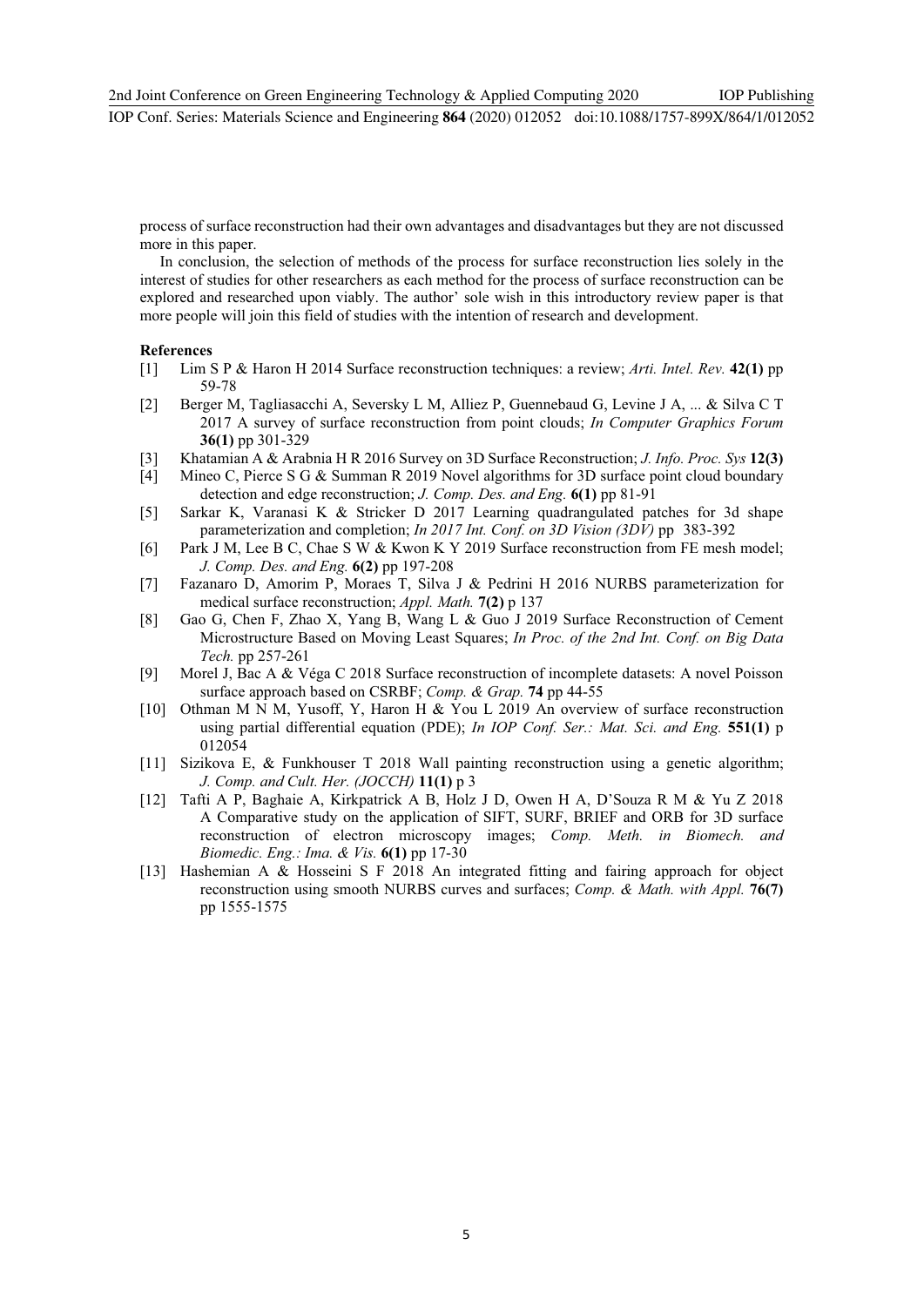process of surface reconstruction had their own advantages and disadvantages but they are not discussed more in this paper.

In conclusion, the selection of methods of the process for surface reconstruction lies solely in the interest of studies for other researchers as each method for the process of surface reconstruction can be explored and researched upon viably. The author' sole wish in this introductory review paper is that more people will join this field of studies with the intention of research and development.

## References

[1] Lim S P & Haron H 2014 Surface reconstruction techniques: a review; *Arti. Intel. Rev.* **42(1)** pp 59-78

[2] Berger M, Tagliasacchi A, Seversky L M, Alliez P, Guennebaud G, Levine J A, ... & Silva C T 2017 A survey of surface reconstruction from point clouds; *In Computer Graphics Forum* **36(1)** pp 301-329

[3] Khatamian A & Arabnia H R 2016 Survey on 3D Surface Reconstruction; *J. Info. Proc. Sys* **12(3)**

[4] Mineo C, Pierce S G & Summan R 2019 Novel algorithms for 3D surface point cloud boundary detection and edge reconstruction; *J. Comp. Des. and Eng.* **6(1)** pp 81-91

[5] Sarkar K, Varanasi K & Stricker D 2017 Learning quadrangulated patches for 3d shape parameterization and completion; *In 2017 Int. Conf. on 3D Vision (3DV)* pp 383-392

[6] Park J M, Lee B C, Chae S W & Kwon K Y 2019 Surface reconstruction from FE mesh model; *J. Comp. Des. and Eng.* **6(2)** pp 197-208

[7] Fazanaro D, Amorim P, Moraes T, Silva J & Pedrini H 2016 NURBS parameterization for medical surface reconstruction; *Appl. Math.* **7(2)** p 137

[8] Gao G, Chen F, Zhao X, Yang B, Wang L & Guo J 2019 Surface Reconstruction of Cement Microstructure Based on Moving Least Squares; *In Proc. of the 2nd Int. Conf. on Big Data Tech.* pp 257-261

[9] Morel J, Bac A & Véga C 2018 Surface reconstruction of incomplete datasets: A novel Poisson surface approach based on CSRBF; *Comp. & Grap.* **74** pp 44-55

[10] Othman M N M, Yusoff, Y, Haron H & You L 2019 An overview of surface reconstruction using partial differential equation (PDE); *In IOP Conf. Ser.: Mat. Sci. and Eng.* **551(1)** p 012054

[11] Sizikova E, & Funkhouser T 2018 Wall painting reconstruction using a genetic algorithm; *J. Comp. and Cult. Her. (JOCCH)* **11(1)** p 3

[12] Tafti A P, Baghaie A, Kirkpatrick A B, Holz J D, Owen H A, D'Souza R M & Yu Z 2018 A Comparative study on the application of SIFT, SURF, BRIEF and ORB for 3D surface reconstruction of electron microscopy images; *Comp. Meth. in Biomech. and Biomedic. Eng.: Ima. & Vis.* **6(1)** pp 17-30

[13] Hashemian A & Hosseini S F 2018 An integrated fitting and fairing approach for object reconstruction using smooth NURBS curves and surfaces; *Comp. & Math. with Appl.* **76(7)** pp 1555-1575